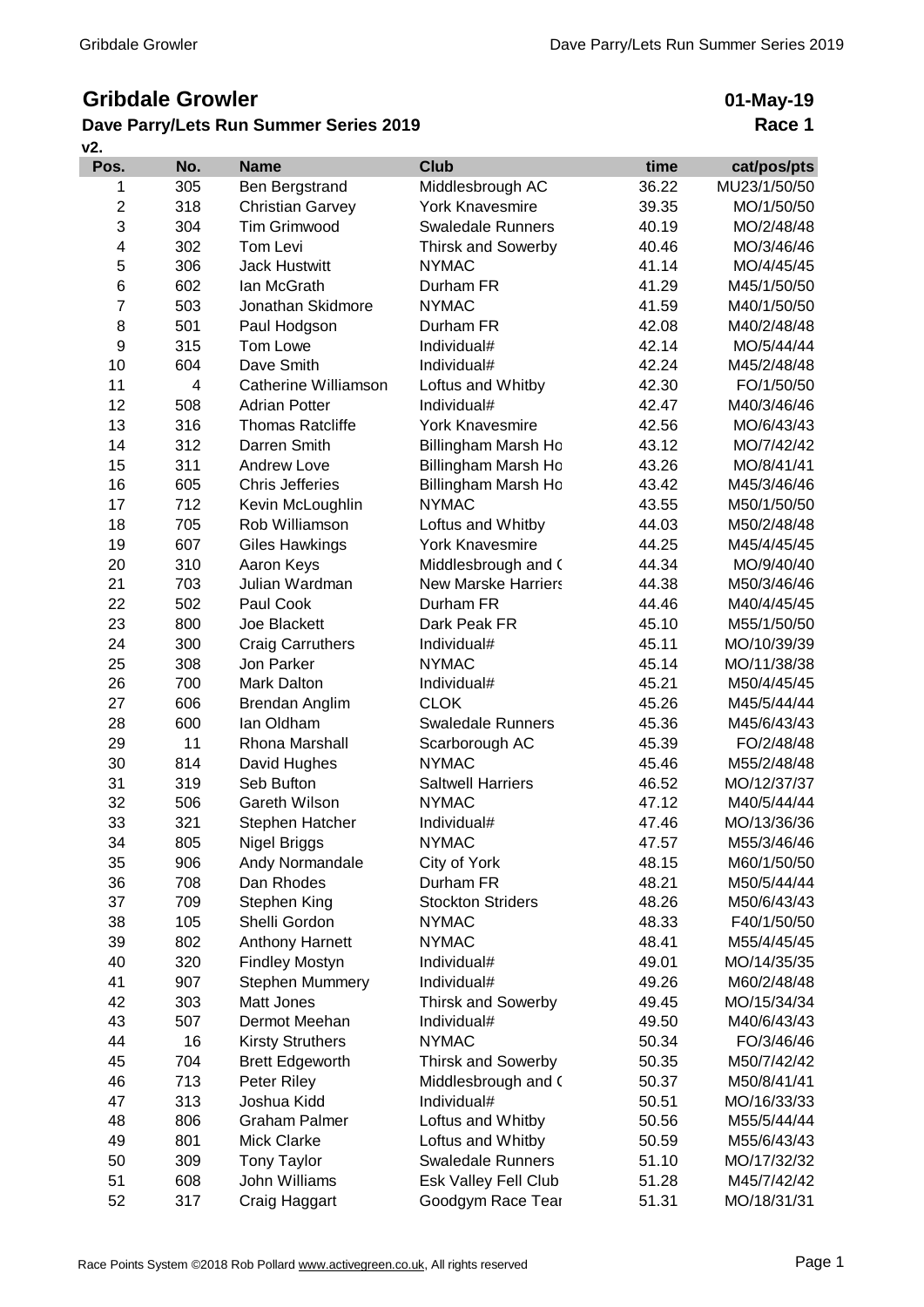# Gribdale Growler

**01-May-19**

## Dave Parry/Lets Run Summer Series 2019

**Race 1**

**v2.**

| Pos. | No. | Name | Club | time | cat/pos/pts |
|---|---|---|---|---|---|
| 1 | 305 | Ben Bergstrand | Middlesbrough AC | 36.22 | MU23/1/50/50 |
| 2 | 318 | Christian Garvey | York Knavesmire | 39.35 | MO/1/50/50 |
| 3 | 304 | Tim Grimwood | Swaledale Runners | 40.19 | MO/2/48/48 |
| 4 | 302 | Tom Levi | Thirsk and Sowerby | 40.46 | MO/3/46/46 |
| 5 | 306 | Jack Hustwitt | NYMAC | 41.14 | MO/4/45/45 |
| 6 | 602 | Ian McGrath | Durham FR | 41.29 | M45/1/50/50 |
| 7 | 503 | Jonathan Skidmore | NYMAC | 41.59 | M40/1/50/50 |
| 8 | 501 | Paul Hodgson | Durham FR | 42.08 | M40/2/48/48 |
| 9 | 315 | Tom Lowe | Individual# | 42.14 | MO/5/44/44 |
| 10 | 604 | Dave Smith | Individual# | 42.24 | M45/2/48/48 |
| 11 | 4 | Catherine Williamson | Loftus and Whitby | 42.30 | FO/1/50/50 |
| 12 | 508 | Adrian Potter | Individual# | 42.47 | M40/3/46/46 |
| 13 | 316 | Thomas Ratcliffe | York Knavesmire | 42.56 | MO/6/43/43 |
| 14 | 312 | Darren Smith | Billingham Marsh Ho | 43.12 | MO/7/42/42 |
| 15 | 311 | Andrew Love | Billingham Marsh Ho | 43.26 | MO/8/41/41 |
| 16 | 605 | Chris Jefferies | Billingham Marsh Ho | 43.42 | M45/3/46/46 |
| 17 | 712 | Kevin McLoughlin | NYMAC | 43.55 | M50/1/50/50 |
| 18 | 705 | Rob Williamson | Loftus and Whitby | 44.03 | M50/2/48/48 |
| 19 | 607 | Giles Hawkings | York Knavesmire | 44.25 | M45/4/45/45 |
| 20 | 310 | Aaron Keys | Middlesbrough and ( | 44.34 | MO/9/40/40 |
| 21 | 703 | Julian Wardman | New Marske Harriers | 44.38 | M50/3/46/46 |
| 22 | 502 | Paul Cook | Durham FR | 44.46 | M40/4/45/45 |
| 23 | 800 | Joe Blackett | Dark Peak FR | 45.10 | M55/1/50/50 |
| 24 | 300 | Craig Carruthers | Individual# | 45.11 | MO/10/39/39 |
| 25 | 308 | Jon Parker | NYMAC | 45.14 | MO/11/38/38 |
| 26 | 700 | Mark Dalton | Individual# | 45.21 | M50/4/45/45 |
| 27 | 606 | Brendan Anglim | CLOK | 45.26 | M45/5/44/44 |
| 28 | 600 | Ian Oldham | Swaledale Runners | 45.36 | M45/6/43/43 |
| 29 | 11 | Rhona Marshall | Scarborough AC | 45.39 | FO/2/48/48 |
| 30 | 814 | David Hughes | NYMAC | 45.46 | M55/2/48/48 |
| 31 | 319 | Seb Bufton | Saltwell Harriers | 46.52 | MO/12/37/37 |
| 32 | 506 | Gareth Wilson | NYMAC | 47.12 | M40/5/44/44 |
| 33 | 321 | Stephen Hatcher | Individual# | 47.46 | MO/13/36/36 |
| 34 | 805 | Nigel Briggs | NYMAC | 47.57 | M55/3/46/46 |
| 35 | 906 | Andy Normandale | City of York | 48.15 | M60/1/50/50 |
| 36 | 708 | Dan Rhodes | Durham FR | 48.21 | M50/5/44/44 |
| 37 | 709 | Stephen King | Stockton Striders | 48.26 | M50/6/43/43 |
| 38 | 105 | Shelli Gordon | NYMAC | 48.33 | F40/1/50/50 |
| 39 | 802 | Anthony Harnett | NYMAC | 48.41 | M55/4/45/45 |
| 40 | 320 | Findley Mostyn | Individual# | 49.01 | MO/14/35/35 |
| 41 | 907 | Stephen Mummery | Individual# | 49.26 | M60/2/48/48 |
| 42 | 303 | Matt Jones | Thirsk and Sowerby | 49.45 | MO/15/34/34 |
| 43 | 507 | Dermot Meehan | Individual# | 49.50 | M40/6/43/43 |
| 44 | 16 | Kirsty Struthers | NYMAC | 50.34 | FO/3/46/46 |
| 45 | 704 | Brett Edgeworth | Thirsk and Sowerby | 50.35 | M50/7/42/42 |
| 46 | 713 | Peter Riley | Middlesbrough and ( | 50.37 | M50/8/41/41 |
| 47 | 313 | Joshua Kidd | Individual# | 50.51 | MO/16/33/33 |
| 48 | 806 | Graham Palmer | Loftus and Whitby | 50.56 | M55/5/44/44 |
| 49 | 801 | Mick Clarke | Loftus and Whitby | 50.59 | M55/6/43/43 |
| 50 | 309 | Tony Taylor | Swaledale Runners | 51.10 | MO/17/32/32 |
| 51 | 608 | John Williams | Esk Valley Fell Club | 51.28 | M45/7/42/42 |
| 52 | 317 | Craig Haggart | Goodgym Race Tear | 51.31 | MO/18/31/31 |

Race Points System ©2018 Rob Pollard www.activegreen.co.uk, All rights reserved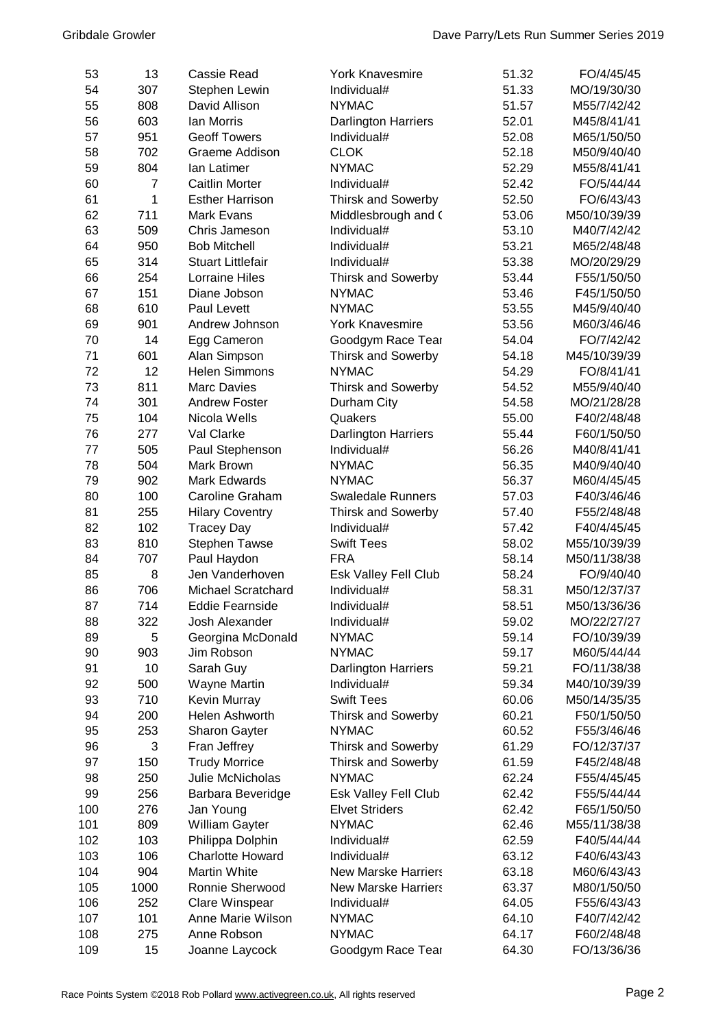| 53 | 13 | Cassie Read | York Knavesmire | 51.32 | FO/4/45/45 |
|---|---|---|---|---|---|
| 54 | 307 | Stephen Lewin | Individual# | 51.33 | MO/19/30/30 |
| 55 | 808 | David Allison | NYMAC | 51.57 | M55/7/42/42 |
| 56 | 603 | Ian Morris | Darlington Harriers | 52.01 | M45/8/41/41 |
| 57 | 951 | Geoff Towers | Individual# | 52.08 | M65/1/50/50 |
| 58 | 702 | Graeme Addison | CLOK | 52.18 | M50/9/40/40 |
| 59 | 804 | Ian Latimer | NYMAC | 52.29 | M55/8/41/41 |
| 60 | 7 | Caitlin Morter | Individual# | 52.42 | FO/5/44/44 |
| 61 | 1 | Esther Harrison | Thirsk and Sowerby | 52.50 | FO/6/43/43 |
| 62 | 711 | Mark Evans | Middlesbrough and ( | 53.06 | M50/10/39/39 |
| 63 | 509 | Chris Jameson | Individual# | 53.10 | M40/7/42/42 |
| 64 | 950 | Bob Mitchell | Individual# | 53.21 | M65/2/48/48 |
| 65 | 314 | Stuart Littlefair | Individual# | 53.38 | MO/20/29/29 |
| 66 | 254 | Lorraine Hiles | Thirsk and Sowerby | 53.44 | F55/1/50/50 |
| 67 | 151 | Diane Jobson | NYMAC | 53.46 | F45/1/50/50 |
| 68 | 610 | Paul Levett | NYMAC | 53.55 | M45/9/40/40 |
| 69 | 901 | Andrew Johnson | York Knavesmire | 53.56 | M60/3/46/46 |
| 70 | 14 | Egg Cameron | Goodgym Race Tear | 54.04 | FO/7/42/42 |
| 71 | 601 | Alan Simpson | Thirsk and Sowerby | 54.18 | M45/10/39/39 |
| 72 | 12 | Helen Simmons | NYMAC | 54.29 | FO/8/41/41 |
| 73 | 811 | Marc Davies | Thirsk and Sowerby | 54.52 | M55/9/40/40 |
| 74 | 301 | Andrew Foster | Durham City | 54.58 | MO/21/28/28 |
| 75 | 104 | Nicola Wells | Quakers | 55.00 | F40/2/48/48 |
| 76 | 277 | Val Clarke | Darlington Harriers | 55.44 | F60/1/50/50 |
| 77 | 505 | Paul Stephenson | Individual# | 56.26 | M40/8/41/41 |
| 78 | 504 | Mark Brown | NYMAC | 56.35 | M40/9/40/40 |
| 79 | 902 | Mark Edwards | NYMAC | 56.37 | M60/4/45/45 |
| 80 | 100 | Caroline Graham | Swaledale Runners | 57.03 | F40/3/46/46 |
| 81 | 255 | Hilary Coventry | Thirsk and Sowerby | 57.40 | F55/2/48/48 |
| 82 | 102 | Tracey Day | Individual# | 57.42 | F40/4/45/45 |
| 83 | 810 | Stephen Tawse | Swift Tees | 58.02 | M55/10/39/39 |
| 84 | 707 | Paul Haydon | FRA | 58.14 | M50/11/38/38 |
| 85 | 8 | Jen Vanderhoven | Esk Valley Fell Club | 58.24 | FO/9/40/40 |
| 86 | 706 | Michael Scratchard | Individual# | 58.31 | M50/12/37/37 |
| 87 | 714 | Eddie Fearnside | Individual# | 58.51 | M50/13/36/36 |
| 88 | 322 | Josh Alexander | Individual# | 59.02 | MO/22/27/27 |
| 89 | 5 | Georgina McDonald | NYMAC | 59.14 | FO/10/39/39 |
| 90 | 903 | Jim Robson | NYMAC | 59.17 | M60/5/44/44 |
| 91 | 10 | Sarah Guy | Darlington Harriers | 59.21 | FO/11/38/38 |
| 92 | 500 | Wayne Martin | Individual# | 59.34 | M40/10/39/39 |
| 93 | 710 | Kevin Murray | Swift Tees | 60.06 | M50/14/35/35 |
| 94 | 200 | Helen Ashworth | Thirsk and Sowerby | 60.21 | F50/1/50/50 |
| 95 | 253 | Sharon Gayter | NYMAC | 60.52 | F55/3/46/46 |
| 96 | 3 | Fran Jeffrey | Thirsk and Sowerby | 61.29 | FO/12/37/37 |
| 97 | 150 | Trudy Morrice | Thirsk and Sowerby | 61.59 | F45/2/48/48 |
| 98 | 250 | Julie McNicholas | NYMAC | 62.24 | F55/4/45/45 |
| 99 | 256 | Barbara Beveridge | Esk Valley Fell Club | 62.42 | F55/5/44/44 |
| 100 | 276 | Jan Young | Elvet Striders | 62.42 | F65/1/50/50 |
| 101 | 809 | William Gayter | NYMAC | 62.46 | M55/11/38/38 |
| 102 | 103 | Philippa Dolphin | Individual# | 62.59 | F40/5/44/44 |
| 103 | 106 | Charlotte Howard | Individual# | 63.12 | F40/6/43/43 |
| 104 | 904 | Martin White | New Marske Harriers | 63.18 | M60/6/43/43 |
| 105 | 1000 | Ronnie Sherwood | New Marske Harriers | 63.37 | M80/1/50/50 |
| 106 | 252 | Clare Winspear | Individual# | 64.05 | F55/6/43/43 |
| 107 | 101 | Anne Marie Wilson | NYMAC | 64.10 | F40/7/42/42 |
| 108 | 275 | Anne Robson | NYMAC | 64.17 | F60/2/48/48 |
| 109 | 15 | Joanne Laycock | Goodgym Race Tear | 64.30 | FO/13/36/36 |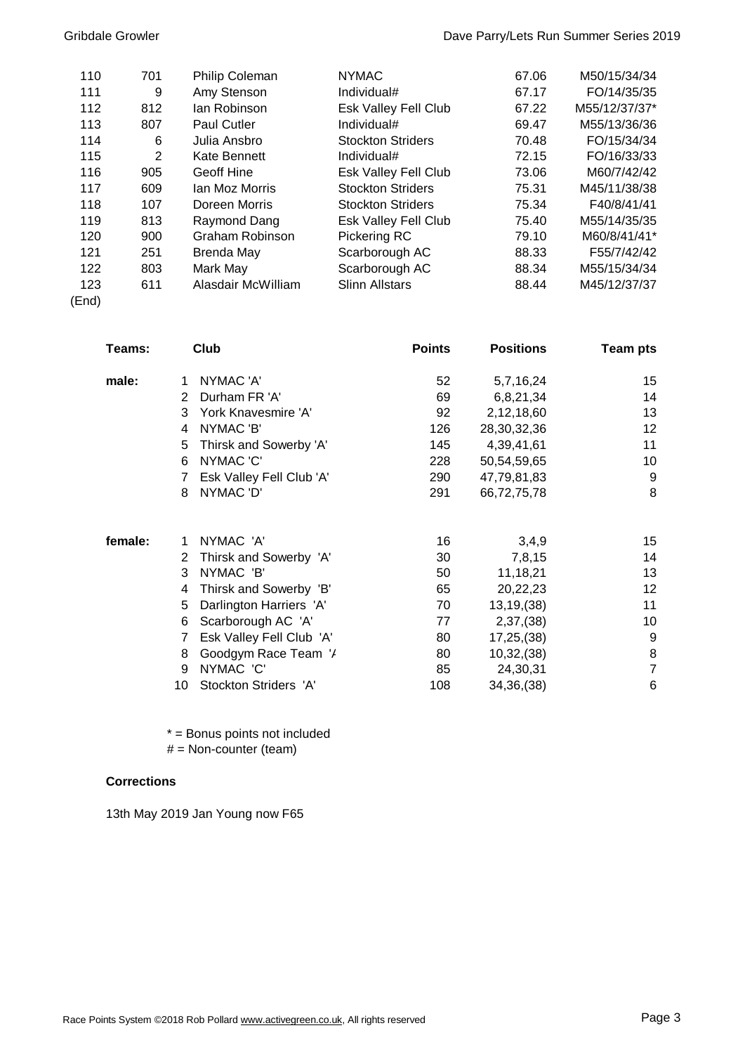| | | | | | |
|---|---|---|---|---|---|
| 110 | 701 | Philip Coleman | NYMAC | 67.06 | M50/15/34/34 |
| 111 | 9 | Amy Stenson | Individual# | 67.17 | FO/14/35/35 |
| 112 | 812 | Ian Robinson | Esk Valley Fell Club | 67.22 | M55/12/37/37* |
| 113 | 807 | Paul Cutler | Individual# | 69.47 | M55/13/36/36 |
| 114 | 6 | Julia Ansbro | Stockton Striders | 70.48 | FO/15/34/34 |
| 115 | 2 | Kate Bennett | Individual# | 72.15 | FO/16/33/33 |
| 116 | 905 | Geoff Hine | Esk Valley Fell Club | 73.06 | M60/7/42/42 |
| 117 | 609 | Ian Moz Morris | Stockton Striders | 75.31 | M45/11/38/38 |
| 118 | 107 | Doreen Morris | Stockton Striders | 75.34 | F40/8/41/41 |
| 119 | 813 | Raymond Dang | Esk Valley Fell Club | 75.40 | M55/14/35/35 |
| 120 | 900 | Graham Robinson | Pickering RC | 79.10 | M60/8/41/41* |
| 121 | 251 | Brenda May | Scarborough AC | 88.33 | F55/7/42/42 |
| 122 | 803 | Mark May | Scarborough AC | 88.34 | M55/15/34/34 |
| 123 | 611 | Alasdair McWilliam | Slinn Allstars | 88.44 | M45/12/37/37 |

(End)

| Teams: | | Club | Points | Positions | Team pts |
|---|---|---|---|---|---|
| male: | 1 | NYMAC 'A' | 52 | 5,7,16,24 | 15 |
| | 2 | Durham FR 'A' | 69 | 6,8,21,34 | 14 |
| | 3 | York Knavesmire 'A' | 92 | 2,12,18,60 | 13 |
| | 4 | NYMAC 'B' | 126 | 28,30,32,36 | 12 |
| | 5 | Thirsk and Sowerby 'A' | 145 | 4,39,41,61 | 11 |
| | 6 | NYMAC 'C' | 228 | 50,54,59,65 | 10 |
| | 7 | Esk Valley Fell Club 'A' | 290 | 47,79,81,83 | 9 |
| | 8 | NYMAC 'D' | 291 | 66,72,75,78 | 8 |
| female: | 1 | NYMAC 'A' | 16 | 3,4,9 | 15 |
| | 2 | Thirsk and Sowerby 'A' | 30 | 7,8,15 | 14 |
| | 3 | NYMAC 'B' | 50 | 11,18,21 | 13 |
| | 4 | Thirsk and Sowerby 'B' | 65 | 20,22,23 | 12 |
| | 5 | Darlington Harriers 'A' | 70 | 13,19,(38) | 11 |
| | 6 | Scarborough AC 'A' | 77 | 2,37,(38) | 10 |
| | 7 | Esk Valley Fell Club 'A' | 80 | 17,25,(38) | 9 |
| | 8 | Goodgym Race Team '/ | 80 | 10,32,(38) | 8 |
| | 9 | NYMAC 'C' | 85 | 24,30,31 | 7 |
| | 10 | Stockton Striders 'A' | 108 | 34,36,(38) | 6 |

* = Bonus points not included
# = Non-counter (team)

**Corrections**

13th May 2019 Jan Young now F65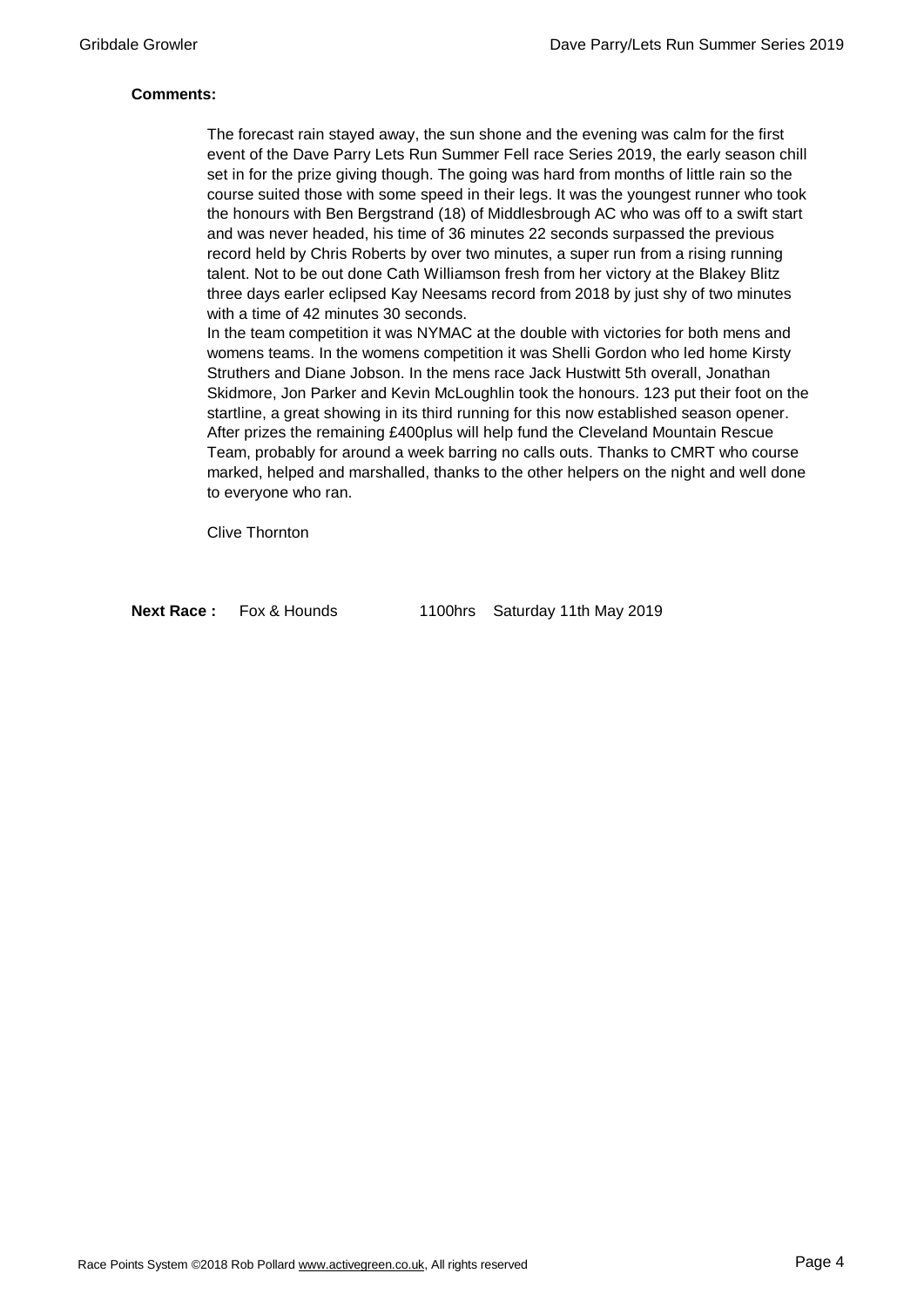**Comments:**

The forecast rain stayed away, the sun shone and the evening was calm for the first event of the Dave Parry Lets Run Summer Fell race Series 2019, the early season chill set in for the prize giving though. The going was hard from months of little rain so the course suited those with some speed in their legs. It was the youngest runner who took the honours with Ben Bergstrand (18) of Middlesbrough AC who was off to a swift start and was never headed, his time of 36 minutes 22 seconds surpassed the previous record held by Chris Roberts by over two minutes, a super run from a rising running talent. Not to be out done Cath Williamson fresh from her victory at the Blakey Blitz three days earler eclipsed Kay Neesams record from 2018 by just shy of two minutes with a time of 42 minutes 30 seconds.
In the team competition it was NYMAC at the double with victories for both mens and womens teams. In the womens competition it was Shelli Gordon who led home Kirsty Struthers and Diane Jobson. In the mens race Jack Hustwitt 5th overall, Jonathan Skidmore, Jon Parker and Kevin McLoughlin took the honours. 123 put their foot on the startline, a great showing in its third running for this now established season opener. After prizes the remaining £400plus will help fund the Cleveland Mountain Rescue Team, probably for around a week barring no calls outs. Thanks to CMRT who course marked, helped and marshalled, thanks to the other helpers on the night and well done to everyone who ran.

Clive Thornton

**Next Race :** Fox & Hounds 1100hrs Saturday 11th May 2019